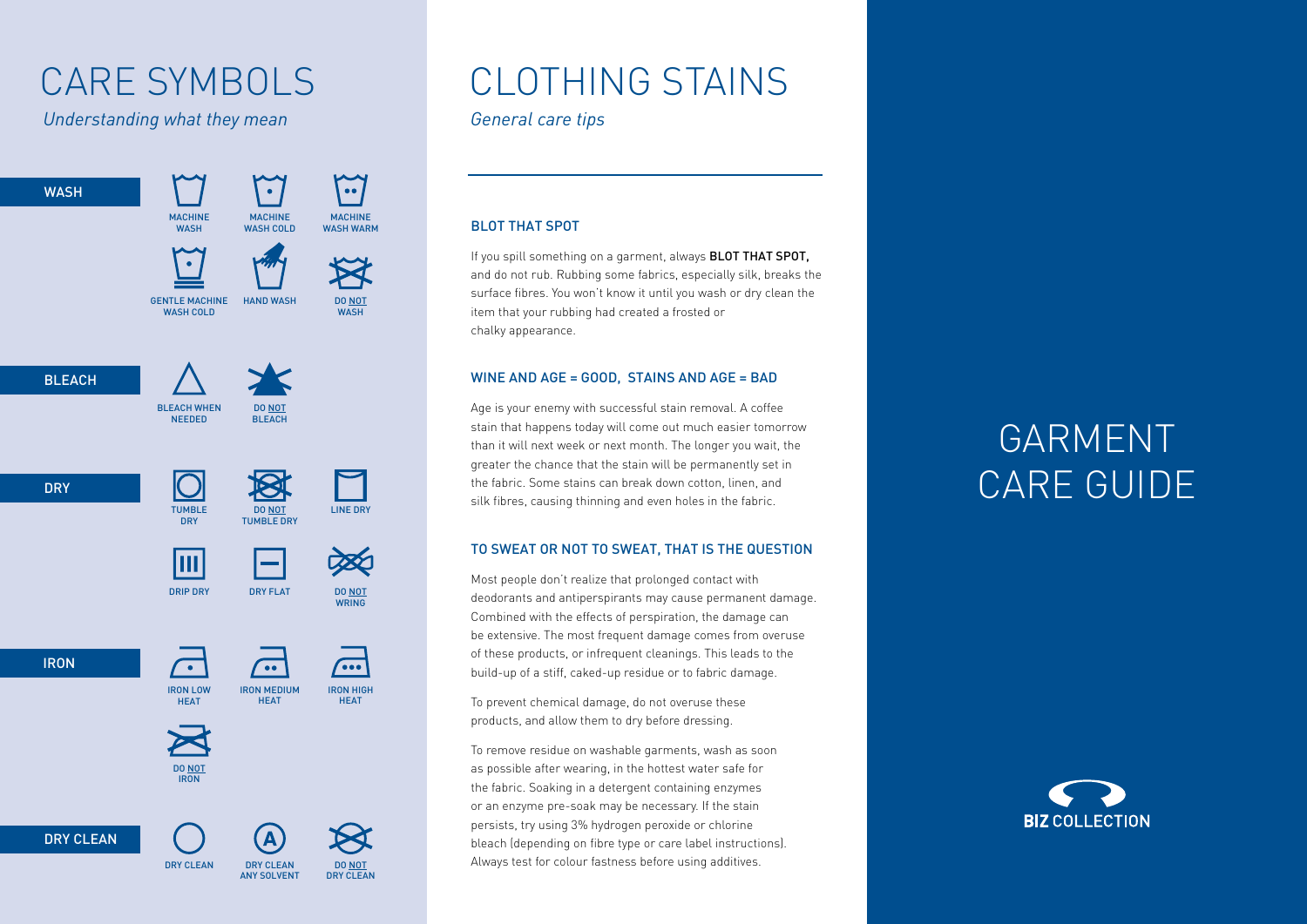# CARE SYMBOLS

*Understanding what they mean*

## WASH

- MACHINE WASH
- MACHINE WASH COLD
- MACHINE WASH WARM
- GENTLE MACHINE WASH COLD
- HAND WASH
- DO NOT WASH

## BLEACH

- BLEACH WHEN NEEDED
- DO NOT BLEACH

## DRY

- TUMBLE DRY
- DO NOT TUMBLE DRY
- LINE DRY
- DRIP DRY
- DRY FLAT
- DO NOT WRING

## IRON

- IRON LOW HEAT
- IRON MEDIUM HEAT
- IRON HIGH HEAT
- DO NOT IRON

## DRY CLEAN

- DRY CLEAN
- DRY CLEAN ANY SOLVENT
- DO NOT DRY CLEAN

# CLOTHING STAINS

*General care tips*

### BLOT THAT SPOT

If you spill something on a garment, always **BLOT THAT SPOT,** and do not rub. Rubbing some fabrics, especially silk, breaks the surface fibres. You won't know it until you wash or dry clean the item that your rubbing had created a frosted or chalky appearance.

### WINE AND AGE = GOOD, STAINS AND AGE = BAD

Age is your enemy with successful stain removal. A coffee stain that happens today will come out much easier tomorrow than it will next week or next month. The longer you wait, the greater the chance that the stain will be permanently set in the fabric. Some stains can break down cotton, linen, and silk fibres, causing thinning and even holes in the fabric.

### TO SWEAT OR NOT TO SWEAT, THAT IS THE QUESTION

Most people don't realize that prolonged contact with deodorants and antiperspirants may cause permanent damage. Combined with the effects of perspiration, the damage can be extensive. The most frequent damage comes from overuse of these products, or infrequent cleanings. This leads to the build-up of a stiff, caked-up residue or to fabric damage.

To prevent chemical damage, do not overuse these products, and allow them to dry before dressing.

To remove residue on washable garments, wash as soon as possible after wearing, in the hottest water safe for the fabric. Soaking in a detergent containing enzymes or an enzyme pre-soak may be necessary. If the stain persists, try using 3% hydrogen peroxide or chlorine bleach (depending on fibre type or care label instructions). Always test for colour fastness before using additives.

# GARMENT CARE GUIDE

**BIZ** COLLECTION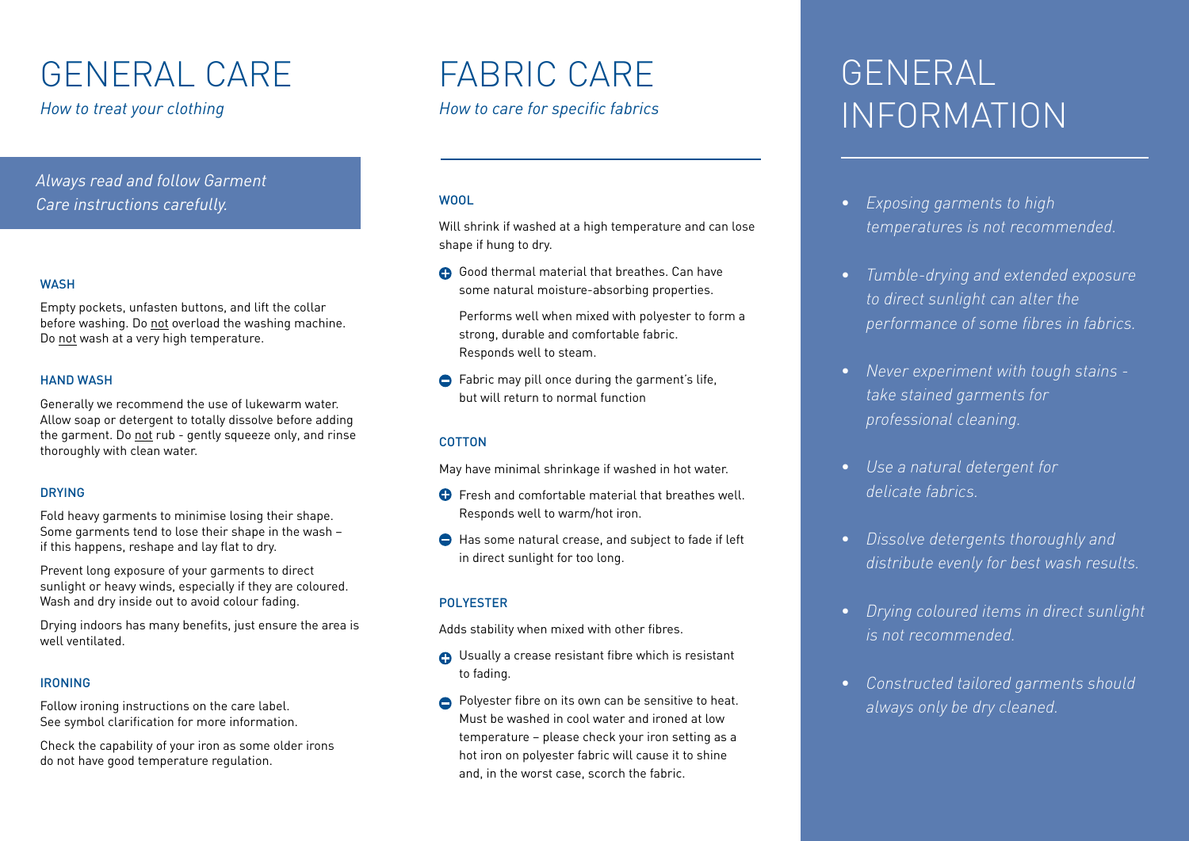# GENERAL CARE

*How to treat your clothing*

*Always read and follow Garment Care instructions carefully.*

### WASH

Empty pockets, unfasten buttons, and lift the collar before washing. Do not overload the washing machine. Do not wash at a very high temperature.

### HAND WASH

Generally we recommend the use of lukewarm water. Allow soap or detergent to totally dissolve before adding the garment. Do not rub - gently squeeze only, and rinse thoroughly with clean water.

### DRYING

Fold heavy garments to minimise losing their shape. Some garments tend to lose their shape in the wash – if this happens, reshape and lay flat to dry.

Prevent long exposure of your garments to direct sunlight or heavy winds, especially if they are coloured. Wash and dry inside out to avoid colour fading.

Drying indoors has many benefits, just ensure the area is well ventilated.

### IRONING

Follow ironing instructions on the care label. See symbol clarification for more information.

Check the capability of your iron as some older irons do not have good temperature regulation.

# FABRIC CARE

*How to care for specific fabrics*

### WOOL

Will shrink if washed at a high temperature and can lose shape if hung to dry.

- (+) Good thermal material that breathes. Can have some natural moisture-absorbing properties.

  Performs well when mixed with polyester to form a strong, durable and comfortable fabric. Responds well to steam.
- (−) Fabric may pill once during the garment's life, but will return to normal function

### COTTON

May have minimal shrinkage if washed in hot water.

- (+) Fresh and comfortable material that breathes well. Responds well to warm/hot iron.
- (−) Has some natural crease, and subject to fade if left in direct sunlight for too long.

### POLYESTER

Adds stability when mixed with other fibres.

- (+) Usually a crease resistant fibre which is resistant to fading.
- (−) Polyester fibre on its own can be sensitive to heat. Must be washed in cool water and ironed at low temperature – please check your iron setting as a hot iron on polyester fabric will cause it to shine and, in the worst case, scorch the fabric.

# GENERAL INFORMATION

- *Exposing garments to high temperatures is not recommended.*
- *Tumble-drying and extended exposure to direct sunlight can alter the performance of some fibres in fabrics.*
- *Never experiment with tough stains - take stained garments for professional cleaning.*
- *Use a natural detergent for delicate fabrics.*
- *Dissolve detergents thoroughly and distribute evenly for best wash results.*
- *Drying coloured items in direct sunlight is not recommended.*
- *Constructed tailored garments should always only be dry cleaned.*